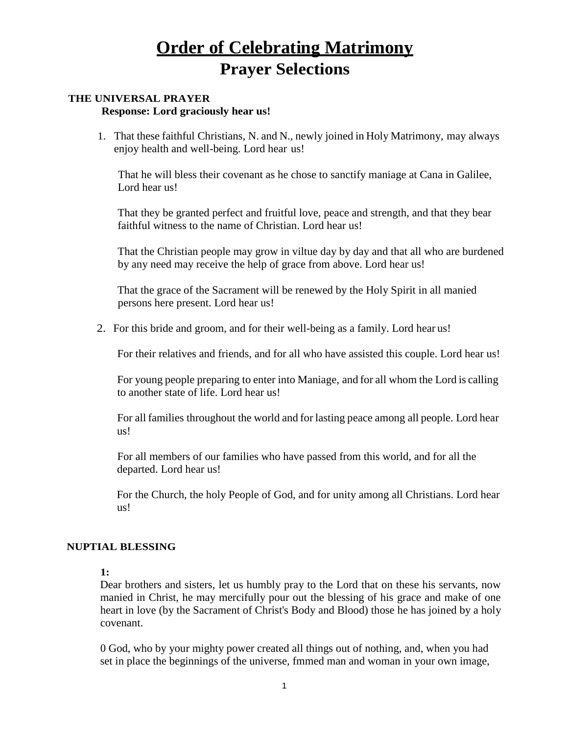# Order of Celebrating Matrimony
## Prayer Selections

**THE UNIVERSAL PRAYER**
**Response: Lord graciously hear us!**

1. That these faithful Christians, N. and N., newly joined in Holy Matrimony, may always enjoy health and well-being. Lord hear us!

   That he will bless their covenant as he chose to sanctify maniage at Cana in Galilee, Lord hear us!

   That they be granted perfect and fruitful love, peace and strength, and that they bear faithful witness to the name of Christian. Lord hear us!

   That the Christian people may grow in viltue day by day and that all who are burdened by any need may receive the help of grace from above. Lord hear us!

   That the grace of the Sacrament will be renewed by the Holy Spirit in all manied persons here present. Lord hear us!

2. For this bride and groom, and for their well-being as a family. Lord hear us!

   For their relatives and friends, and for all who have assisted this couple. Lord hear us!

   For young people preparing to enter into Maniage, and for all whom the Lord is calling to another state of life. Lord hear us!

   For all families throughout the world and for lasting peace among all people. Lord hear us!

   For all members of our families who have passed from this world, and for all the departed. Lord hear us!

   For the Church, the holy People of God, and for unity among all Christians. Lord hear us!

**NUPTIAL BLESSING**

**1:**
Dear brothers and sisters, let us humbly pray to the Lord that on these his servants, now manied in Christ, he may mercifully pour out the blessing of his grace and make of one heart in love (by the Sacrament of Christ's Body and Blood) those he has joined by a holy covenant.

0 God, who by your mighty power created all things out of nothing, and, when you had set in place the beginnings of the universe, fmmed man and woman in your own image,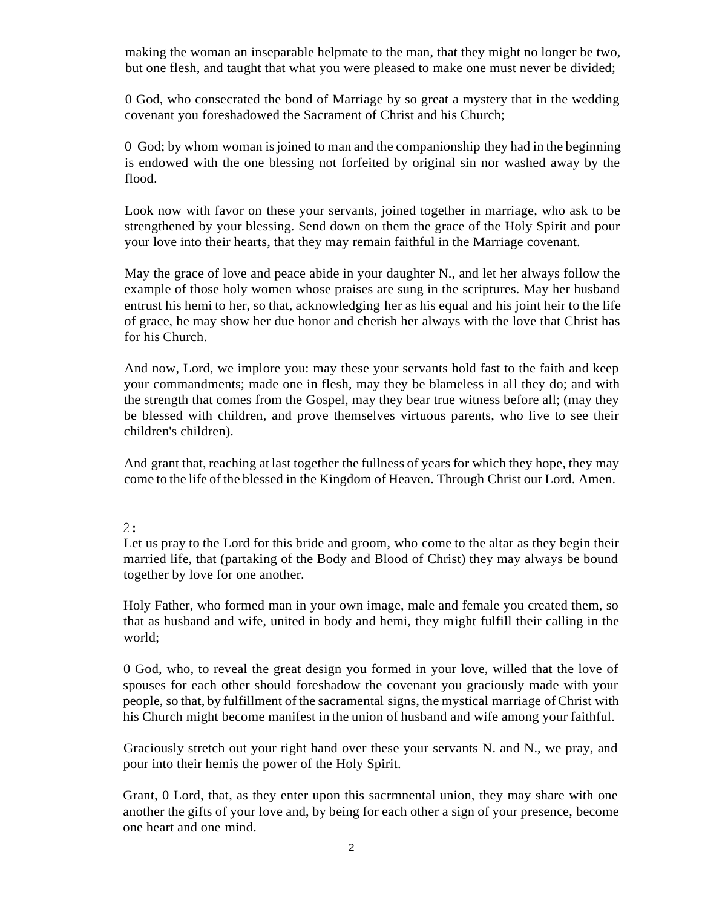making the woman an inseparable helpmate to the man, that they might no longer be two, but one flesh, and taught that what you were pleased to make one must never be divided;

0 God, who consecrated the bond of Marriage by so great a mystery that in the wedding covenant you foreshadowed the Sacrament of Christ and his Church;

0 God; by whom woman is joined to man and the companionship they had in the beginning is endowed with the one blessing not forfeited by original sin nor washed away by the flood.

Look now with favor on these your servants, joined together in marriage, who ask to be strengthened by your blessing. Send down on them the grace of the Holy Spirit and pour your love into their hearts, that they may remain faithful in the Marriage covenant.

May the grace of love and peace abide in your daughter N., and let her always follow the example of those holy women whose praises are sung in the scriptures. May her husband entrust his hemi to her, so that, acknowledging her as his equal and his joint heir to the life of grace, he may show her due honor and cherish her always with the love that Christ has for his Church.

And now, Lord, we implore you: may these your servants hold fast to the faith and keep your commandments; made one in flesh, may they be blameless in all they do; and with the strength that comes from the Gospel, may they bear true witness before all; (may they be blessed with children, and prove themselves virtuous parents, who live to see their children's children).

And grant that, reaching at last together the fullness of years for which they hope, they may come to the life of the blessed in the Kingdom of Heaven. Through Christ our Lord. Amen.

2:

Let us pray to the Lord for this bride and groom, who come to the altar as they begin their married life, that (partaking of the Body and Blood of Christ) they may always be bound together by love for one another.

Holy Father, who formed man in your own image, male and female you created them, so that as husband and wife, united in body and hemi, they might fulfill their calling in the world;

0 God, who, to reveal the great design you formed in your love, willed that the love of spouses for each other should foreshadow the covenant you graciously made with your people, so that, by fulfillment of the sacramental signs, the mystical marriage of Christ with his Church might become manifest in the union of husband and wife among your faithful.

Graciously stretch out your right hand over these your servants N. and N., we pray, and pour into their hemis the power of the Holy Spirit.

Grant, 0 Lord, that, as they enter upon this sacrmnental union, they may share with one another the gifts of your love and, by being for each other a sign of your presence, become one heart and one mind.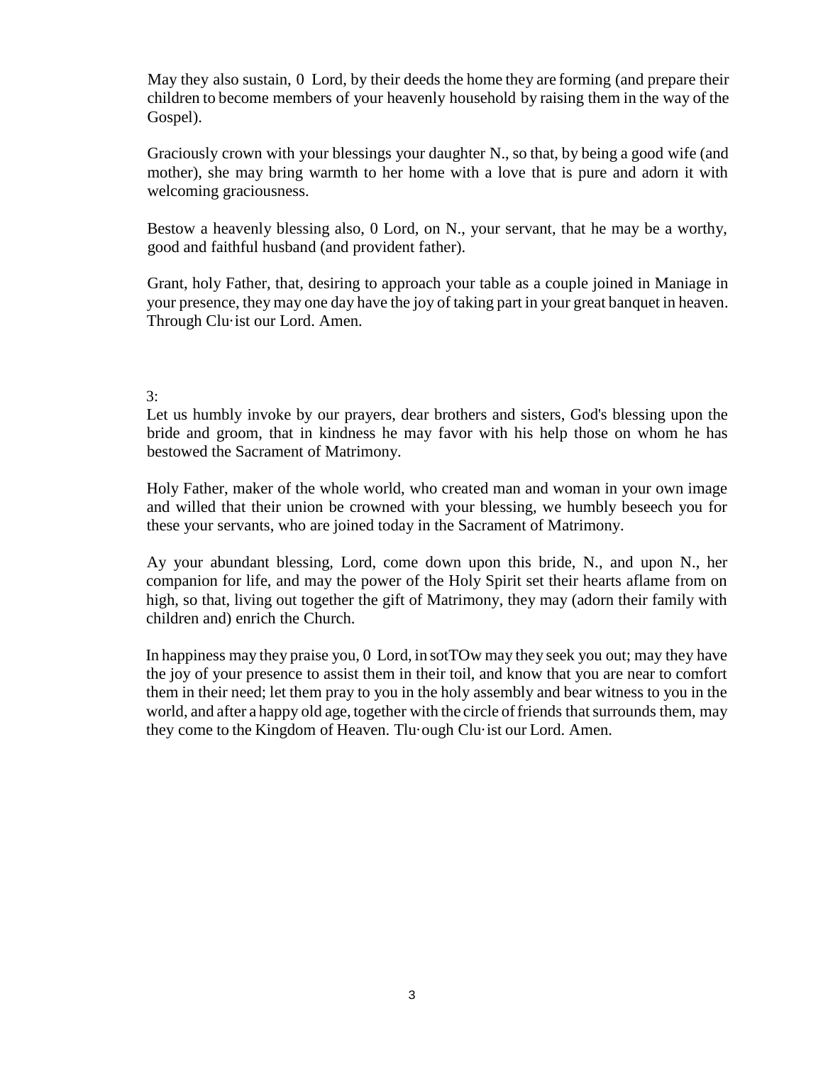May they also sustain, 0 Lord, by their deeds the home they are forming (and prepare their children to become members of your heavenly household by raising them in the way of the Gospel).

Graciously crown with your blessings your daughter N., so that, by being a good wife (and mother), she may bring warmth to her home with a love that is pure and adorn it with welcoming graciousness.

Bestow a heavenly blessing also, 0 Lord, on N., your servant, that he may be a worthy, good and faithful husband (and provident father).

Grant, holy Father, that, desiring to approach your table as a couple joined in Maniage in your presence, they may one day have the joy of taking part in your great banquet in heaven. Through Clu·ist our Lord. Amen.

3:

Let us humbly invoke by our prayers, dear brothers and sisters, God's blessing upon the bride and groom, that in kindness he may favor with his help those on whom he has bestowed the Sacrament of Matrimony.

Holy Father, maker of the whole world, who created man and woman in your own image and willed that their union be crowned with your blessing, we humbly beseech you for these your servants, who are joined today in the Sacrament of Matrimony.

Ay your abundant blessing, Lord, come down upon this bride, N., and upon N., her companion for life, and may the power of the Holy Spirit set their hearts aflame from on high, so that, living out together the gift of Matrimony, they may (adorn their family with children and) enrich the Church.

In happiness may they praise you, 0 Lord, in sotTOw may they seek you out; may they have the joy of your presence to assist them in their toil, and know that you are near to comfort them in their need; let them pray to you in the holy assembly and bear witness to you in the world, and after a happy old age, together with the circle of friends that surrounds them, may they come to the Kingdom of Heaven. Tlu·ough Clu·ist our Lord. Amen.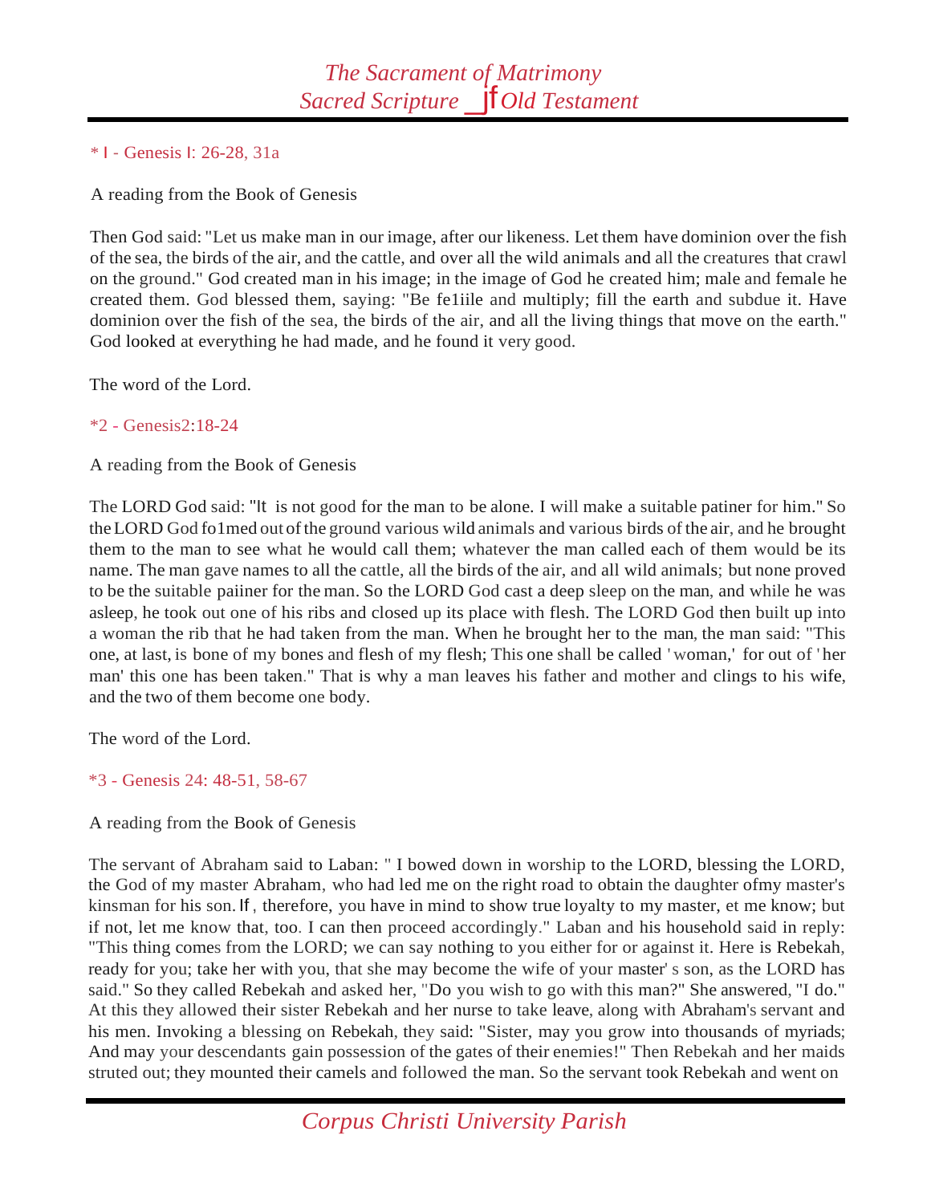*1 - Genesis 1: 26-28, 31a

A reading from the Book of Genesis

Then God said: "Let us make man in our image, after our likeness. Let them have dominion over the fish of the sea, the birds of the air, and the cattle, and over all the wild animals and all the creatures that crawl on the ground." God created man in his image; in the image of God he created him; male and female he created them. God blessed them, saying: "Be fe1iile and multiply; fill the earth and subdue it. Have dominion over the fish of the sea, the birds of the air, and all the living things that move on the earth." God looked at everything he had made, and he found it very good.

The word of the Lord.

*2 - Genesis2:18-24

A reading from the Book of Genesis

The LORD God said: "It is not good for the man to be alone. I will make a suitable patiner for him." So the LORD God fo1med out of the ground various wild animals and various birds of the air, and he brought them to the man to see what he would call them; whatever the man called each of them would be its name. The man gave names to all the cattle, all the birds of the air, and all wild animals; but none proved to be the suitable paiiner for the man. So the LORD God cast a deep sleep on the man, and while he was asleep, he took out one of his ribs and closed up its place with flesh. The LORD God then built up into a woman the rib that he had taken from the man. When he brought her to the man, the man said: "This one, at last, is bone of my bones and flesh of my flesh; This one shall be called 'woman,' for out of 'her man' this one has been taken." That is why a man leaves his father and mother and clings to his wife, and the two of them become one body.

The word of the Lord.

*3 - Genesis 24: 48-51, 58-67

A reading from the Book of Genesis

The servant of Abraham said to Laban: " I bowed down in worship to the LORD, blessing the LORD, the God of my master Abraham, who had led me on the right road to obtain the daughter ofmy master's kinsman for his son. If, therefore, you have in mind to show true loyalty to my master, et me know; but if not, let me know that, too. I can then proceed accordingly." Laban and his household said in reply: "This thing comes from the LORD; we can say nothing to you either for or against it. Here is Rebekah, ready for you; take her with you, that she may become the wife of your master' s son, as the LORD has said." So they called Rebekah and asked her, "Do you wish to go with this man?" She answered, "I do." At this they allowed their sister Rebekah and her nurse to take leave, along with Abraham's servant and his men. Invoking a blessing on Rebekah, they said: "Sister, may you grow into thousands of myriads; And may your descendants gain possession of the gates of their enemies!" Then Rebekah and her maids struted out; they mounted their camels and followed the man. So the servant took Rebekah and went on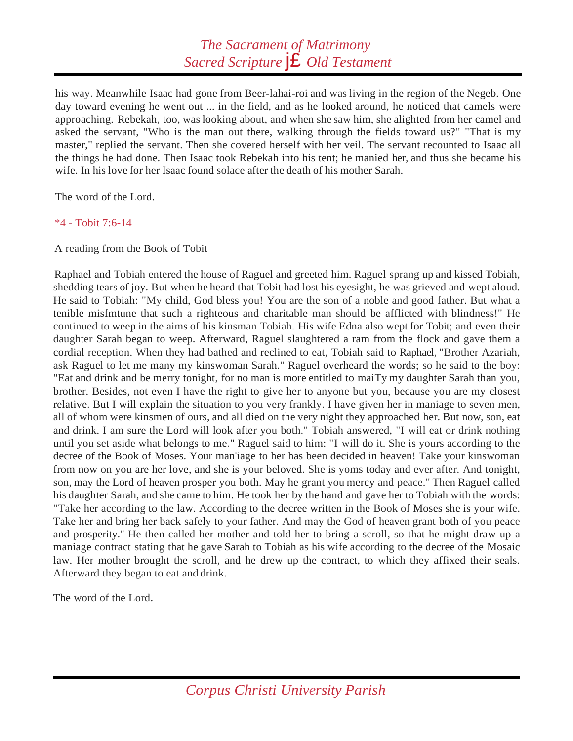his way. Meanwhile Isaac had gone from Beer-lahai-roi and was living in the region of the Negeb. One day toward evening he went out ... in the field, and as he looked around, he noticed that camels were approaching. Rebekah, too, was looking about, and when she saw him, she alighted from her camel and asked the servant, "Who is the man out there, walking through the fields toward us?" "That is my master," replied the servant. Then she covered herself with her veil. The servant recounted to Isaac all the things he had done. Then Isaac took Rebekah into his tent; he manied her, and thus she became his wife. In his love for her Isaac found solace after the death of his mother Sarah.

The word of the Lord.

*4 - Tobit 7:6-14

A reading from the Book of Tobit

Raphael and Tobiah entered the house of Raguel and greeted him. Raguel sprang up and kissed Tobiah, shedding tears of joy. But when he heard that Tobit had lost his eyesight, he was grieved and wept aloud. He said to Tobiah: "My child, God bless you! You are the son of a noble and good father. But what a tenible misfmtune that such a righteous and charitable man should be afflicted with blindness!" He continued to weep in the aims of his kinsman Tobiah. His wife Edna also wept for Tobit; and even their daughter Sarah began to weep. Afterward, Raguel slaughtered a ram from the flock and gave them a cordial reception. When they had bathed and reclined to eat, Tobiah said to Raphael, "Brother Azariah, ask Raguel to let me many my kinswoman Sarah." Raguel overheard the words; so he said to the boy: "Eat and drink and be merry tonight, for no man is more entitled to maiTy my daughter Sarah than you, brother. Besides, not even I have the right to give her to anyone but you, because you are my closest relative. But I will explain the situation to you very frankly. I have given her in maniage to seven men, all of whom were kinsmen of ours, and all died on the very night they approached her. But now, son, eat and drink. I am sure the Lord will look after you both." Tobiah answered, "I will eat or drink nothing until you set aside what belongs to me." Raguel said to him: "I will do it. She is yours according to the decree of the Book of Moses. Your man'iage to her has been decided in heaven! Take your kinswoman from now on you are her love, and she is your beloved. She is yoms today and ever after. And tonight, son, may the Lord of heaven prosper you both. May he grant you mercy and peace." Then Raguel called his daughter Sarah, and she came to him. He took her by the hand and gave her to Tobiah with the words: "Take her according to the law. According to the decree written in the Book of Moses she is your wife. Take her and bring her back safely to your father. And may the God of heaven grant both of you peace and prosperity." He then called her mother and told her to bring a scroll, so that he might draw up a maniage contract stating that he gave Sarah to Tobiah as his wife according to the decree of the Mosaic law. Her mother brought the scroll, and he drew up the contract, to which they affixed their seals. Afterward they began to eat and drink.

The word of the Lord.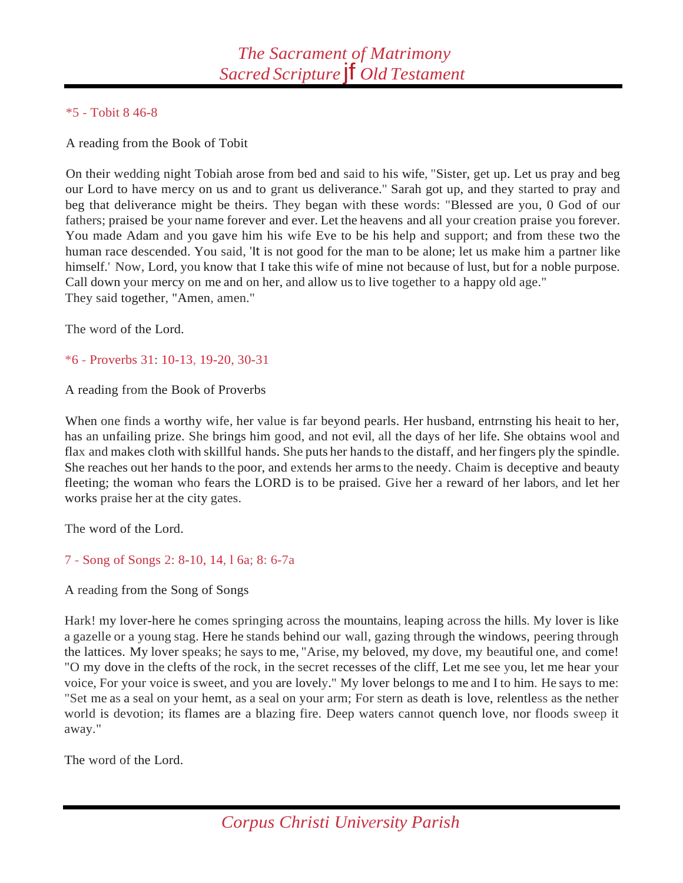*5 - Tobit 8 46-8

A reading from the Book of Tobit

On their wedding night Tobiah arose from bed and said to his wife, "Sister, get up. Let us pray and beg our Lord to have mercy on us and to grant us deliverance." Sarah got up, and they started to pray and beg that deliverance might be theirs. They began with these words: "Blessed are you, 0 God of our fathers; praised be your name forever and ever. Let the heavens and all your creation praise you forever. You made Adam and you gave him his wife Eve to be his help and support; and from these two the human race descended. You said, 'It is not good for the man to be alone; let us make him a partner like himself.' Now, Lord, you know that I take this wife of mine not because of lust, but for a noble purpose. Call down your mercy on me and on her, and allow us to live together to a happy old age."
They said together, "Amen, amen."

The word of the Lord.

*6 - Proverbs 31: 10-13, 19-20, 30-31

A reading from the Book of Proverbs

When one finds a worthy wife, her value is far beyond pearls. Her husband, entrnsting his heait to her, has an unfailing prize. She brings him good, and not evil, all the days of her life. She obtains wool and flax and makes cloth with skillful hands. She puts her hands to the distaff, and her fingers ply the spindle. She reaches out her hands to the poor, and extends her arms to the needy. Chaim is deceptive and beauty fleeting; the woman who fears the LORD is to be praised. Give her a reward of her labors, and let her works praise her at the city gates.

The word of the Lord.

7 - Song of Songs 2: 8-10, 14, l 6a; 8: 6-7a

A reading from the Song of Songs

Hark! my lover-here he comes springing across the mountains, leaping across the hills. My lover is like a gazelle or a young stag. Here he stands behind our wall, gazing through the windows, peering through the lattices. My lover speaks; he says to me, "Arise, my beloved, my dove, my beautiful one, and come! "O my dove in the clefts of the rock, in the secret recesses of the cliff, Let me see you, let me hear your voice, For your voice is sweet, and you are lovely." My lover belongs to me and I to him. He says to me: "Set me as a seal on your hemt, as a seal on your arm; For stern as death is love, relentless as the nether world is devotion; its flames are a blazing fire. Deep waters cannot quench love, nor floods sweep it away."

The word of the Lord.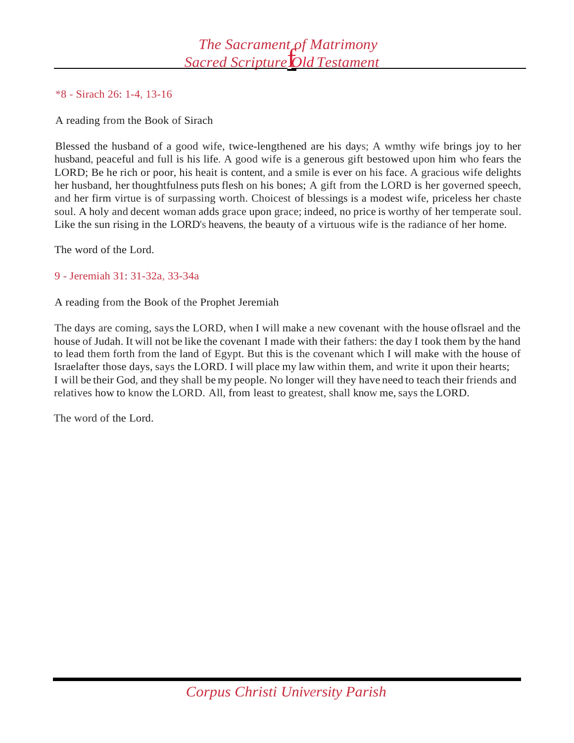*8 - Sirach 26: 1-4, 13-16

A reading from the Book of Sirach

Blessed the husband of a good wife, twice-lengthened are his days; A wmthy wife brings joy to her husband, peaceful and full is his life. A good wife is a generous gift bestowed upon him who fears the LORD; Be he rich or poor, his heait is content, and a smile is ever on his face. A gracious wife delights her husband, her thoughtfulness puts flesh on his bones; A gift from the LORD is her governed speech, and her firm virtue is of surpassing worth. Choicest of blessings is a modest wife, priceless her chaste soul. A holy and decent woman adds grace upon grace; indeed, no price is worthy of her temperate soul. Like the sun rising in the LORD's heavens, the beauty of a virtuous wife is the radiance of her home.

The word of the Lord.

9 - Jeremiah 31: 31-32a, 33-34a

A reading from the Book of the Prophet Jeremiah

The days are coming, says the LORD, when I will make a new covenant with the house oflsrael and the house of Judah. It will not be like the covenant I made with their fathers: the day I took them by the hand to lead them forth from the land of Egypt. But this is the covenant which I will make with the house of Israelafter those days, says the LORD. I will place my law within them, and write it upon their hearts; I will be their God, and they shall be my people. No longer will they have need to teach their friends and relatives how to know the LORD. All, from least to greatest, shall know me, says the LORD.

The word of the Lord.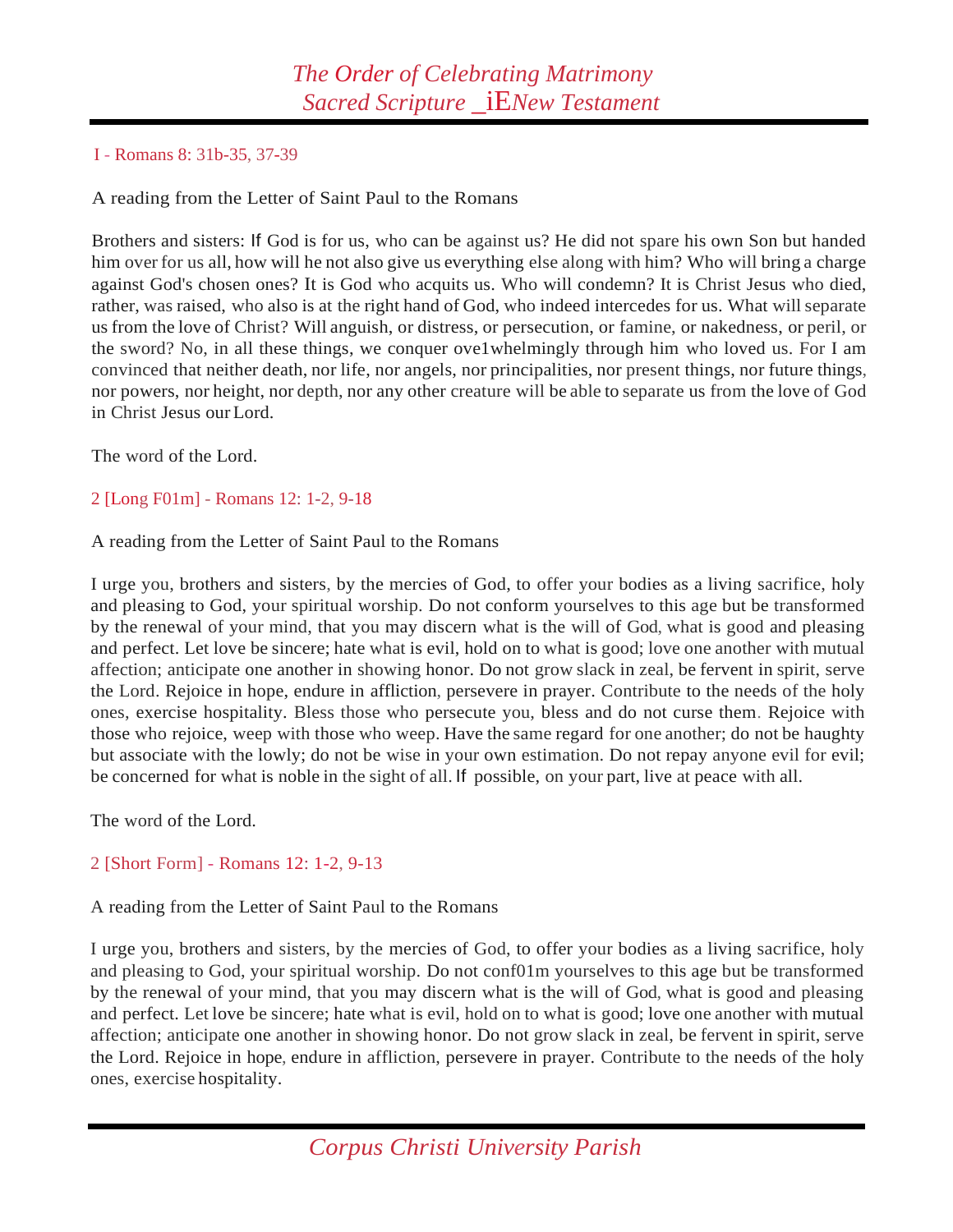I - Romans 8: 31b-35, 37-39

A reading from the Letter of Saint Paul to the Romans

Brothers and sisters: If God is for us, who can be against us? He did not spare his own Son but handed him over for us all, how will he not also give us everything else along with him? Who will bring a charge against God's chosen ones? It is God who acquits us. Who will condemn? It is Christ Jesus who died, rather, was raised, who also is at the right hand of God, who indeed intercedes for us. What will separate us from the love of Christ? Will anguish, or distress, or persecution, or famine, or nakedness, or peril, or the sword? No, in all these things, we conquer ove1whelmingly through him who loved us. For I am convinced that neither death, nor life, nor angels, nor principalities, nor present things, nor future things, nor powers, nor height, nor depth, nor any other creature will be able to separate us from the love of God in Christ Jesus our Lord.

The word of the Lord.

2 [Long F01m] - Romans 12: 1-2, 9-18

A reading from the Letter of Saint Paul to the Romans

I urge you, brothers and sisters, by the mercies of God, to offer your bodies as a living sacrifice, holy and pleasing to God, your spiritual worship. Do not conform yourselves to this age but be transformed by the renewal of your mind, that you may discern what is the will of God, what is good and pleasing and perfect. Let love be sincere; hate what is evil, hold on to what is good; love one another with mutual affection; anticipate one another in showing honor. Do not grow slack in zeal, be fervent in spirit, serve the Lord. Rejoice in hope, endure in affliction, persevere in prayer. Contribute to the needs of the holy ones, exercise hospitality. Bless those who persecute you, bless and do not curse them. Rejoice with those who rejoice, weep with those who weep. Have the same regard for one another; do not be haughty but associate with the lowly; do not be wise in your own estimation. Do not repay anyone evil for evil; be concerned for what is noble in the sight of all. If possible, on your part, live at peace with all.

The word of the Lord.

2 [Short Form] - Romans 12: 1-2, 9-13

A reading from the Letter of Saint Paul to the Romans

I urge you, brothers and sisters, by the mercies of God, to offer your bodies as a living sacrifice, holy and pleasing to God, your spiritual worship. Do not conf01m yourselves to this age but be transformed by the renewal of your mind, that you may discern what is the will of God, what is good and pleasing and perfect. Let love be sincere; hate what is evil, hold on to what is good; love one another with mutual affection; anticipate one another in showing honor. Do not grow slack in zeal, be fervent in spirit, serve the Lord. Rejoice in hope, endure in affliction, persevere in prayer. Contribute to the needs of the holy ones, exercise hospitality.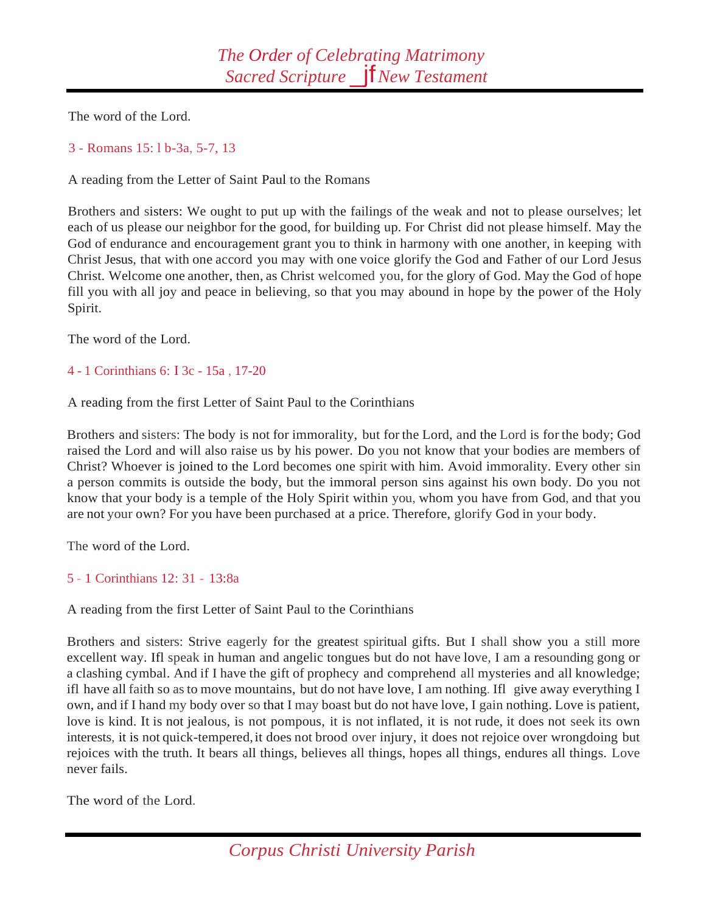The word of the Lord.

3 - Romans 15: l b-3a, 5-7, 13

A reading from the Letter of Saint Paul to the Romans

Brothers and sisters: We ought to put up with the failings of the weak and not to please ourselves; let each of us please our neighbor for the good, for building up. For Christ did not please himself. May the God of endurance and encouragement grant you to think in harmony with one another, in keeping with Christ Jesus, that with one accord you may with one voice glorify the God and Father of our Lord Jesus Christ. Welcome one another, then, as Christ welcomed you, for the glory of God. May the God of hope fill you with all joy and peace in believing, so that you may abound in hope by the power of the Holy Spirit.

The word of the Lord.

4 - 1 Corinthians 6: I 3c - 15a , 17-20

A reading from the first Letter of Saint Paul to the Corinthians

Brothers and sisters: The body is not for immorality, but for the Lord, and the Lord is for the body; God raised the Lord and will also raise us by his power. Do you not know that your bodies are members of Christ? Whoever is joined to the Lord becomes one spirit with him. Avoid immorality. Every other sin a person commits is outside the body, but the immoral person sins against his own body. Do you not know that your body is a temple of the Holy Spirit within you, whom you have from God, and that you are not your own? For you have been purchased at a price. Therefore, glorify God in your body.

The word of the Lord.

5 - 1 Corinthians 12: 31 - 13:8a

A reading from the first Letter of Saint Paul to the Corinthians

Brothers and sisters: Strive eagerly for the greatest spiritual gifts. But I shall show you a still more excellent way. Ifl speak in human and angelic tongues but do not have love, I am a resounding gong or a clashing cymbal. And if I have the gift of prophecy and comprehend all mysteries and all knowledge; ifl have all faith so as to move mountains, but do not have love, I am nothing. Ifl give away everything I own, and if I hand my body over so that I may boast but do not have love, I gain nothing. Love is patient, love is kind. It is not jealous, is not pompous, it is not inflated, it is not rude, it does not seek its own interests, it is not quick-tempered, it does not brood over injury, it does not rejoice over wrongdoing but rejoices with the truth. It bears all things, believes all things, hopes all things, endures all things. Love never fails.

The word of the Lord.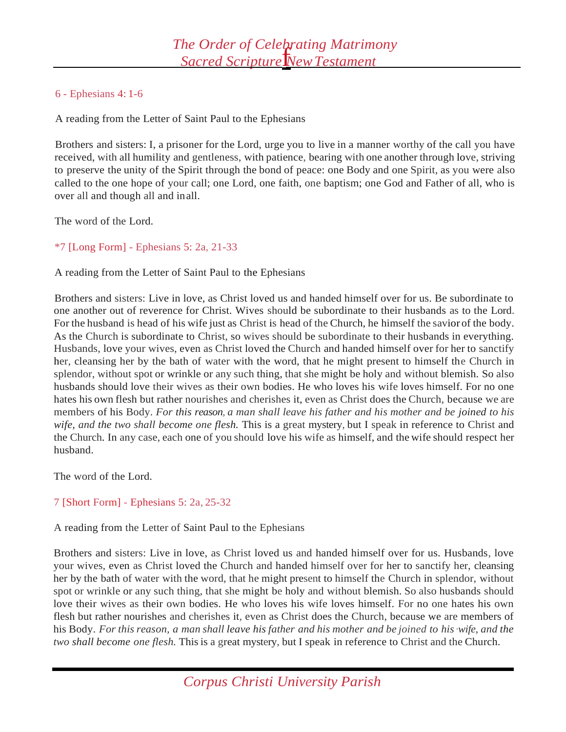## 6 - Ephesians 4: 1-6

A reading from the Letter of Saint Paul to the Ephesians

Brothers and sisters: I, a prisoner for the Lord, urge you to live in a manner worthy of the call you have received, with all humility and gentleness, with patience, bearing with one another through love, striving to preserve the unity of the Spirit through the bond of peace: one Body and one Spirit, as you were also called to the one hope of your call; one Lord, one faith, one baptism; one God and Father of all, who is over all and though all and in all.

The word of the Lord.

## *7 [Long Form] - Ephesians 5: 2a, 21-33

A reading from the Letter of Saint Paul to the Ephesians

Brothers and sisters: Live in love, as Christ loved us and handed himself over for us. Be subordinate to one another out of reverence for Christ. Wives should be subordinate to their husbands as to the Lord. For the husband is head of his wife just as Christ is head of the Church, he himself the savior of the body. As the Church is subordinate to Christ, so wives should be subordinate to their husbands in everything. Husbands, love your wives, even as Christ loved the Church and handed himself over for her to sanctify her, cleansing her by the bath of water with the word, that he might present to himself the Church in splendor, without spot or wrinkle or any such thing, that she might be holy and without blemish. So also husbands should love their wives as their own bodies. He who loves his wife loves himself. For no one hates his own flesh but rather nourishes and cherishes it, even as Christ does the Church, because we are members of his Body. *For this reason, a man shall leave his father and his mother and be joined to his wife, and the two shall become one flesh.* This is a great mystery, but I speak in reference to Christ and the Church. In any case, each one of you should love his wife as himself, and the wife should respect her husband.

The word of the Lord.

## 7 [Short Form] - Ephesians 5: 2a, 25-32

A reading from the Letter of Saint Paul to the Ephesians

Brothers and sisters: Live in love, as Christ loved us and handed himself over for us. Husbands, love your wives, even as Christ loved the Church and handed himself over for her to sanctify her, cleansing her by the bath of water with the word, that he might present to himself the Church in splendor, without spot or wrinkle or any such thing, that she might be holy and without blemish. So also husbands should love their wives as their own bodies. He who loves his wife loves himself. For no one hates his own flesh but rather nourishes and cherishes it, even as Christ does the Church, because we are members of his Body. *For this reason, a man shall leave his father and his mother and be joined to his wife, and the two shall become one flesh.* This is a great mystery, but I speak in reference to Christ and the Church.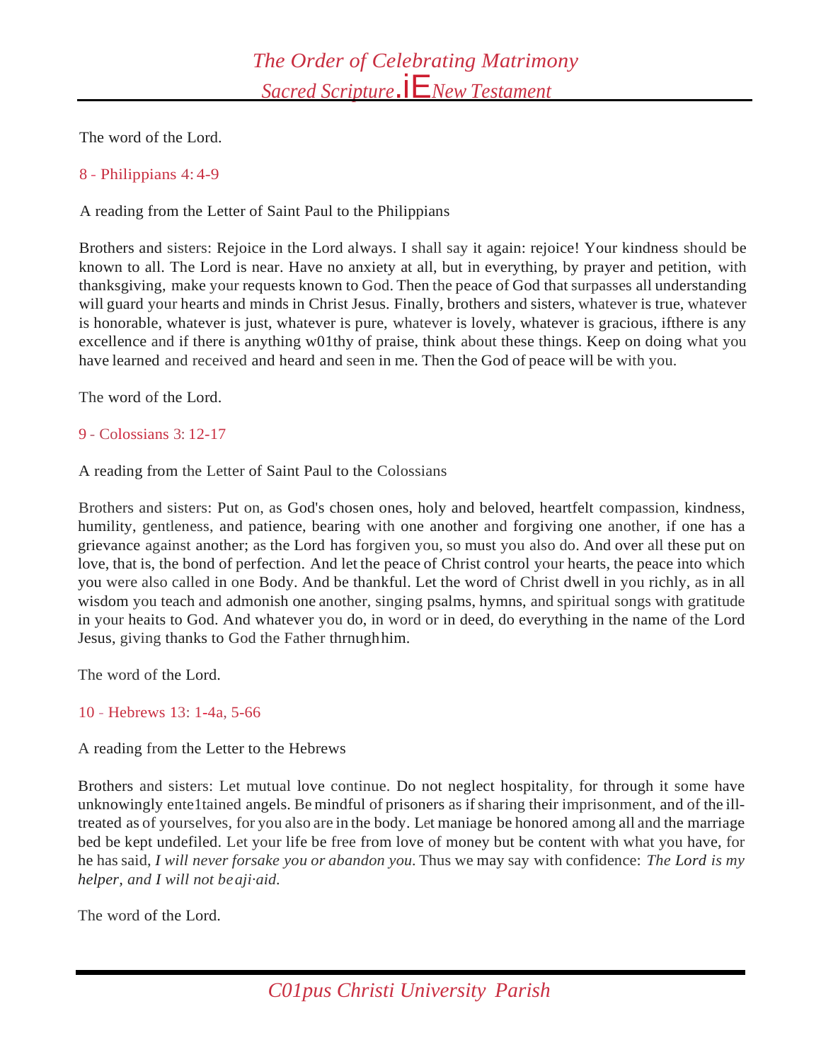The word of the Lord.

8 - Philippians 4: 4-9

A reading from the Letter of Saint Paul to the Philippians

Brothers and sisters: Rejoice in the Lord always. I shall say it again: rejoice! Your kindness should be known to all. The Lord is near. Have no anxiety at all, but in everything, by prayer and petition, with thanksgiving, make your requests known to God. Then the peace of God that surpasses all understanding will guard your hearts and minds in Christ Jesus. Finally, brothers and sisters, whatever is true, whatever is honorable, whatever is just, whatever is pure, whatever is lovely, whatever is gracious, ifthere is any excellence and if there is anything w01thy of praise, think about these things. Keep on doing what you have learned and received and heard and seen in me. Then the God of peace will be with you.

The word of the Lord.

9 - Colossians 3: 12-17

A reading from the Letter of Saint Paul to the Colossians

Brothers and sisters: Put on, as God's chosen ones, holy and beloved, heartfelt compassion, kindness, humility, gentleness, and patience, bearing with one another and forgiving one another, if one has a grievance against another; as the Lord has forgiven you, so must you also do. And over all these put on love, that is, the bond of perfection. And let the peace of Christ control your hearts, the peace into which you were also called in one Body. And be thankful. Let the word of Christ dwell in you richly, as in all wisdom you teach and admonish one another, singing psalms, hymns, and spiritual songs with gratitude in your heaits to God. And whatever you do, in word or in deed, do everything in the name of the Lord Jesus, giving thanks to God the Father thrnugh him.

The word of the Lord.

10 - Hebrews 13: 1-4a, 5-66

A reading from the Letter to the Hebrews

Brothers and sisters: Let mutual love continue. Do not neglect hospitality, for through it some have unknowingly ente1tained angels. Be mindful of prisoners as if sharing their imprisonment, and of the ill-treated as of yourselves, for you also are in the body. Let maniage be honored among all and the marriage bed be kept undefiled. Let your life be free from love of money but be content with what you have, for he has said, *I will never forsake you or abandon you.* Thus we may say with confidence: *The Lord is my helper, and I will not be aji·aid.*

The word of the Lord.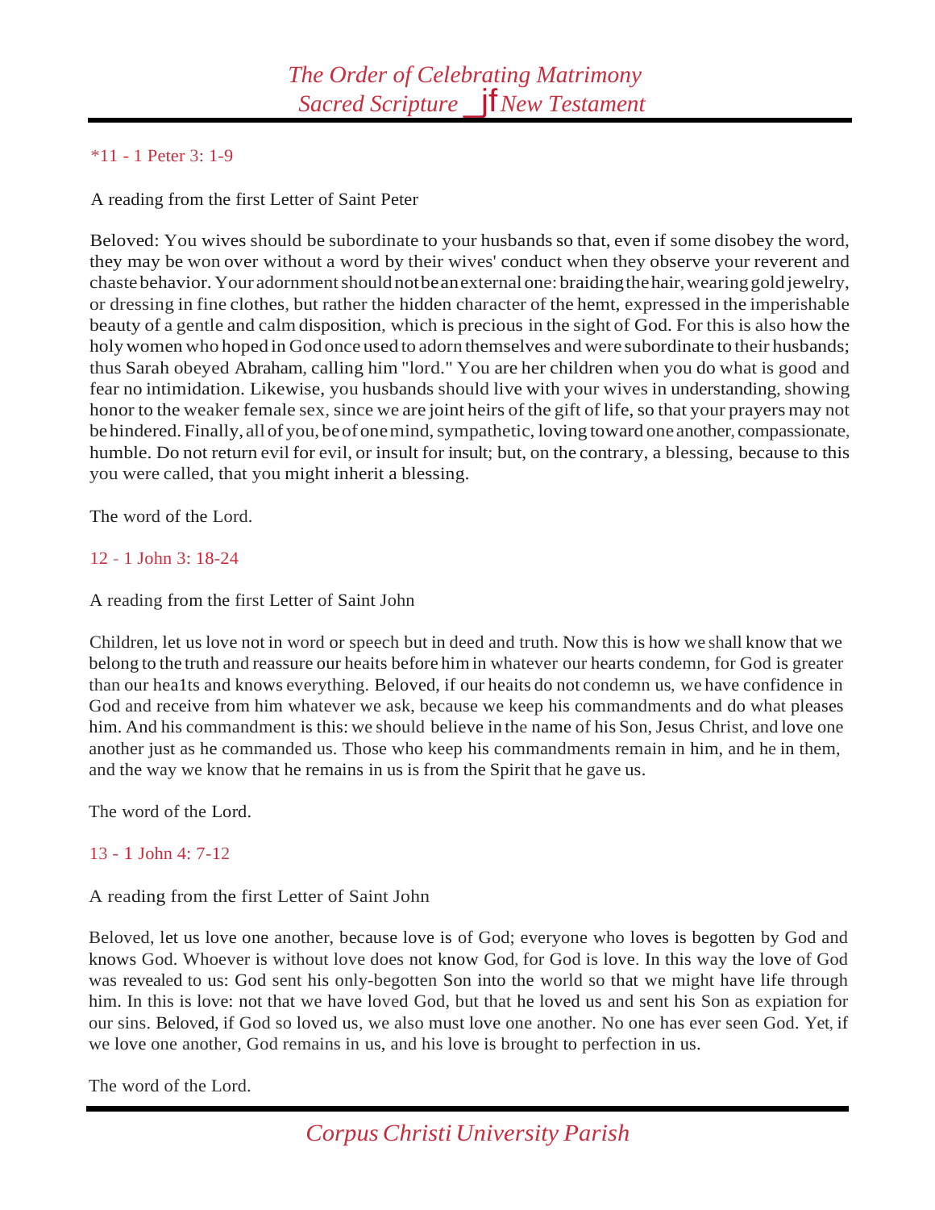*11 - 1 Peter 3: 1-9

A reading from the first Letter of Saint Peter

Beloved: You wives should be subordinate to your husbands so that, even if some disobey the word, they may be won over without a word by their wives' conduct when they observe your reverent and chaste behavior. Your adornment should not be an external one: braiding the hair, wearing gold jewelry, or dressing in fine clothes, but rather the hidden character of the hemt, expressed in the imperishable beauty of a gentle and calm disposition, which is precious in the sight of God. For this is also how the holy women who hoped in God once used to adorn themselves and were subordinate to their husbands; thus Sarah obeyed Abraham, calling him "lord." You are her children when you do what is good and fear no intimidation. Likewise, you husbands should live with your wives in understanding, showing honor to the weaker female sex, since we are joint heirs of the gift of life, so that your prayers may not be hindered. Finally, all of you, be of one mind, sympathetic, loving toward one another, compassionate, humble. Do not return evil for evil, or insult for insult; but, on the contrary, a blessing, because to this you were called, that you might inherit a blessing.

The word of the Lord.

12 - 1 John 3: 18-24

A reading from the first Letter of Saint John

Children, let us love not in word or speech but in deed and truth. Now this is how we shall know that we belong to the truth and reassure our heaits before him in whatever our hearts condemn, for God is greater than our hea1ts and knows everything. Beloved, if our heaits do not condemn us, we have confidence in God and receive from him whatever we ask, because we keep his commandments and do what pleases him. And his commandment is this: we should believe in the name of his Son, Jesus Christ, and love one another just as he commanded us. Those who keep his commandments remain in him, and he in them, and the way we know that he remains in us is from the Spirit that he gave us.

The word of the Lord.

13 - 1 John 4: 7-12

A reading from the first Letter of Saint John

Beloved, let us love one another, because love is of God; everyone who loves is begotten by God and knows God. Whoever is without love does not know God, for God is love. In this way the love of God was revealed to us: God sent his only-begotten Son into the world so that we might have life through him. In this is love: not that we have loved God, but that he loved us and sent his Son as expiation for our sins. Beloved, if God so loved us, we also must love one another. No one has ever seen God. Yet, if we love one another, God remains in us, and his love is brought to perfection in us.

The word of the Lord.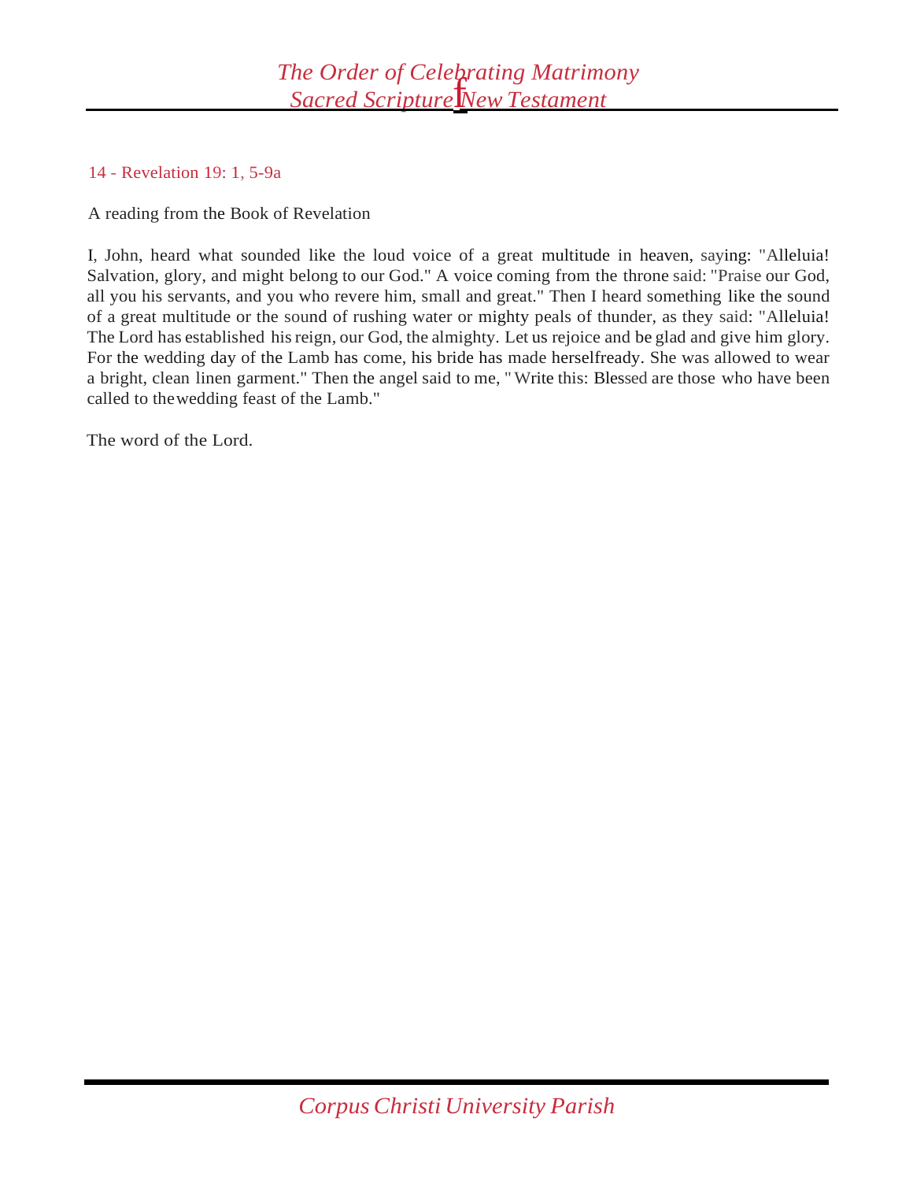14 - Revelation 19: 1, 5-9a

A reading from the Book of Revelation

I, John, heard what sounded like the loud voice of a great multitude in heaven, saying: "Alleluia! Salvation, glory, and might belong to our God." A voice coming from the throne said: "Praise our God, all you his servants, and you who revere him, small and great." Then I heard something like the sound of a great multitude or the sound of rushing water or mighty peals of thunder, as they said: "Alleluia! The Lord has established his reign, our God, the almighty. Let us rejoice and be glad and give him glory. For the wedding day of the Lamb has come, his bride has made herselfready. She was allowed to wear a bright, clean linen garment." Then the angel said to me, "Write this: Blessed are those who have been called to thewedding feast of the Lamb."

The word of the Lord.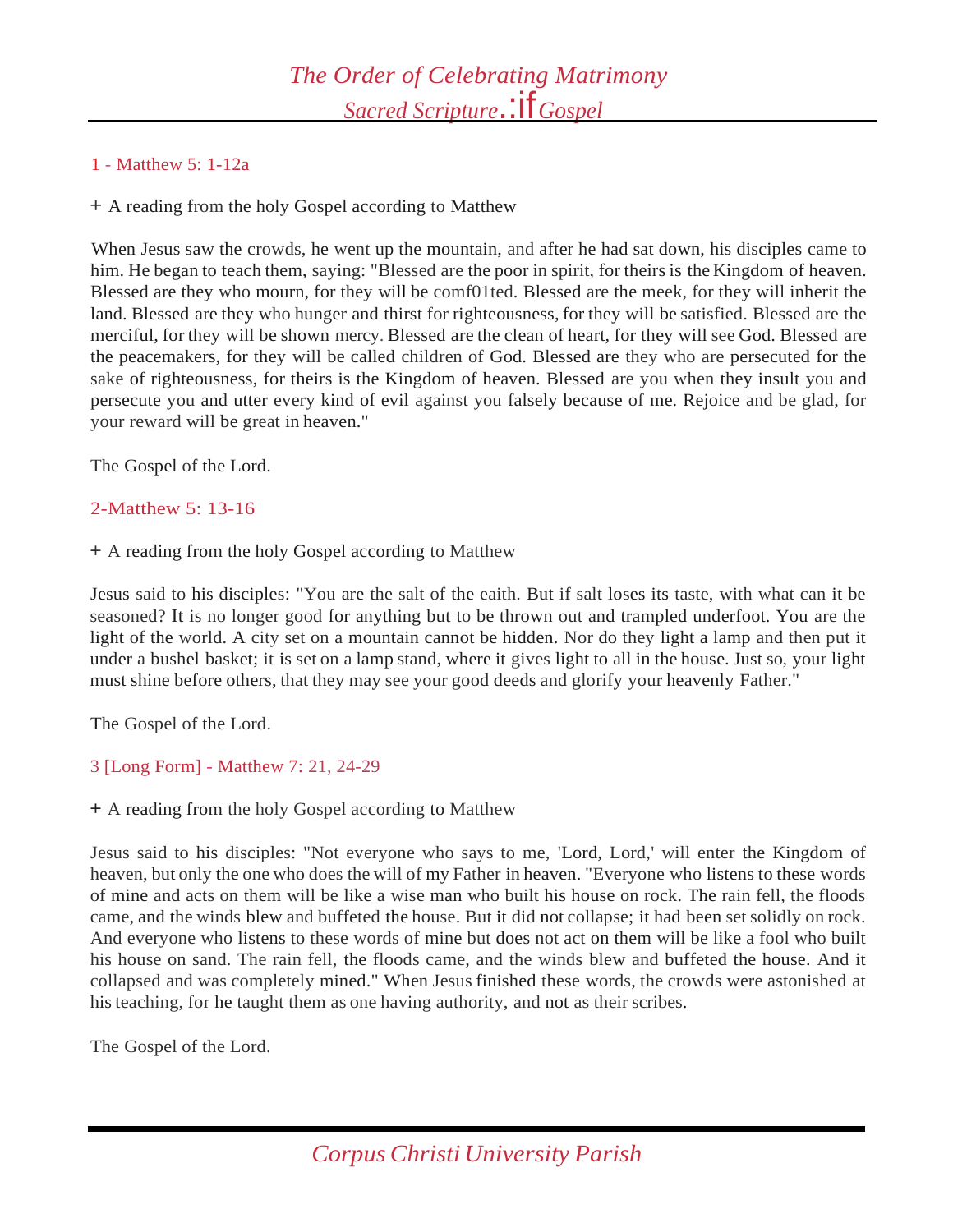1 - Matthew 5: 1-12a

+ A reading from the holy Gospel according to Matthew

When Jesus saw the crowds, he went up the mountain, and after he had sat down, his disciples came to him. He began to teach them, saying: "Blessed are the poor in spirit, for theirs is the Kingdom of heaven. Blessed are they who mourn, for they will be comf01ted. Blessed are the meek, for they will inherit the land. Blessed are they who hunger and thirst for righteousness, for they will be satisfied. Blessed are the merciful, for they will be shown mercy. Blessed are the clean of heart, for they will see God. Blessed are the peacemakers, for they will be called children of God. Blessed are they who are persecuted for the sake of righteousness, for theirs is the Kingdom of heaven. Blessed are you when they insult you and persecute you and utter every kind of evil against you falsely because of me. Rejoice and be glad, for your reward will be great in heaven."

The Gospel of the Lord.

2-Matthew 5: 13-16

+ A reading from the holy Gospel according to Matthew

Jesus said to his disciples: "You are the salt of the eaith. But if salt loses its taste, with what can it be seasoned? It is no longer good for anything but to be thrown out and trampled underfoot. You are the light of the world. A city set on a mountain cannot be hidden. Nor do they light a lamp and then put it under a bushel basket; it is set on a lamp stand, where it gives light to all in the house. Just so, your light must shine before others, that they may see your good deeds and glorify your heavenly Father."

The Gospel of the Lord.

3 [Long Form] - Matthew 7: 21, 24-29

+ A reading from the holy Gospel according to Matthew

Jesus said to his disciples: "Not everyone who says to me, 'Lord, Lord,' will enter the Kingdom of heaven, but only the one who does the will of my Father in heaven. "Everyone who listens to these words of mine and acts on them will be like a wise man who built his house on rock. The rain fell, the floods came, and the winds blew and buffeted the house. But it did not collapse; it had been set solidly on rock. And everyone who listens to these words of mine but does not act on them will be like a fool who built his house on sand. The rain fell, the floods came, and the winds blew and buffeted the house. And it collapsed and was completely mined." When Jesus finished these words, the crowds were astonished at his teaching, for he taught them as one having authority, and not as their scribes.

The Gospel of the Lord.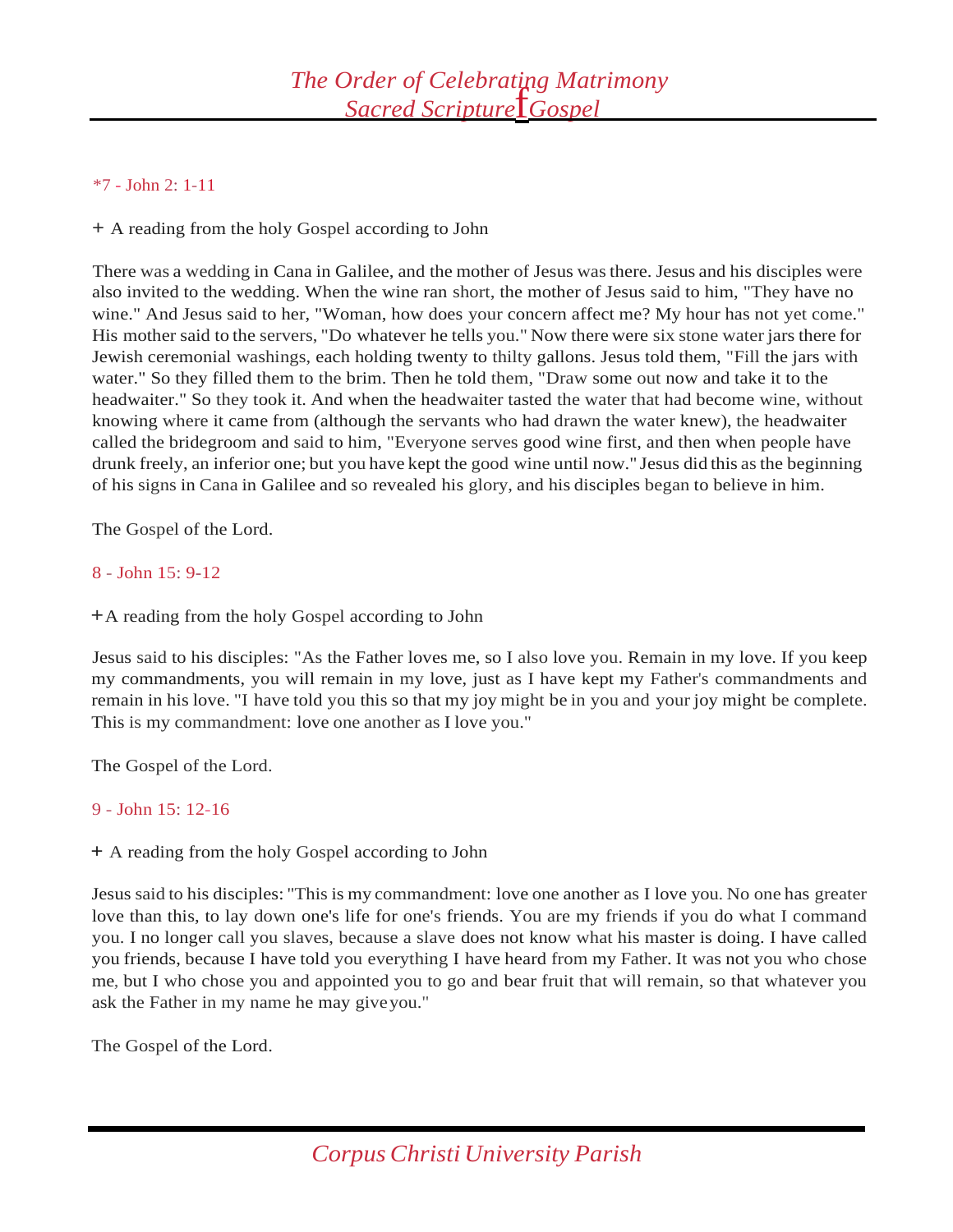*7 - John 2: 1-11

+ A reading from the holy Gospel according to John

There was a wedding in Cana in Galilee, and the mother of Jesus was there. Jesus and his disciples were also invited to the wedding. When the wine ran short, the mother of Jesus said to him, "They have no wine." And Jesus said to her, "Woman, how does your concern affect me? My hour has not yet come." His mother said to the servers, "Do whatever he tells you." Now there were six stone water jars there for Jewish ceremonial washings, each holding twenty to thilty gallons. Jesus told them, "Fill the jars with water." So they filled them to the brim. Then he told them, "Draw some out now and take it to the headwaiter." So they took it. And when the headwaiter tasted the water that had become wine, without knowing where it came from (although the servants who had drawn the water knew), the headwaiter called the bridegroom and said to him, "Everyone serves good wine first, and then when people have drunk freely, an inferior one; but you have kept the good wine until now." Jesus did this as the beginning of his signs in Cana in Galilee and so revealed his glory, and his disciples began to believe in him.

The Gospel of the Lord.

8 - John 15: 9-12

+A reading from the holy Gospel according to John

Jesus said to his disciples: "As the Father loves me, so I also love you. Remain in my love. If you keep my commandments, you will remain in my love, just as I have kept my Father's commandments and remain in his love. "I have told you this so that my joy might be in you and your joy might be complete. This is my commandment: love one another as I love you."

The Gospel of the Lord.

9 - John 15: 12-16

+ A reading from the holy Gospel according to John

Jesus said to his disciples: "This is my commandment: love one another as I love you. No one has greater love than this, to lay down one's life for one's friends. You are my friends if you do what I command you. I no longer call you slaves, because a slave does not know what his master is doing. I have called you friends, because I have told you everything I have heard from my Father. It was not you who chose me, but I who chose you and appointed you to go and bear fruit that will remain, so that whatever you ask the Father in my name he may give you."

The Gospel of the Lord.